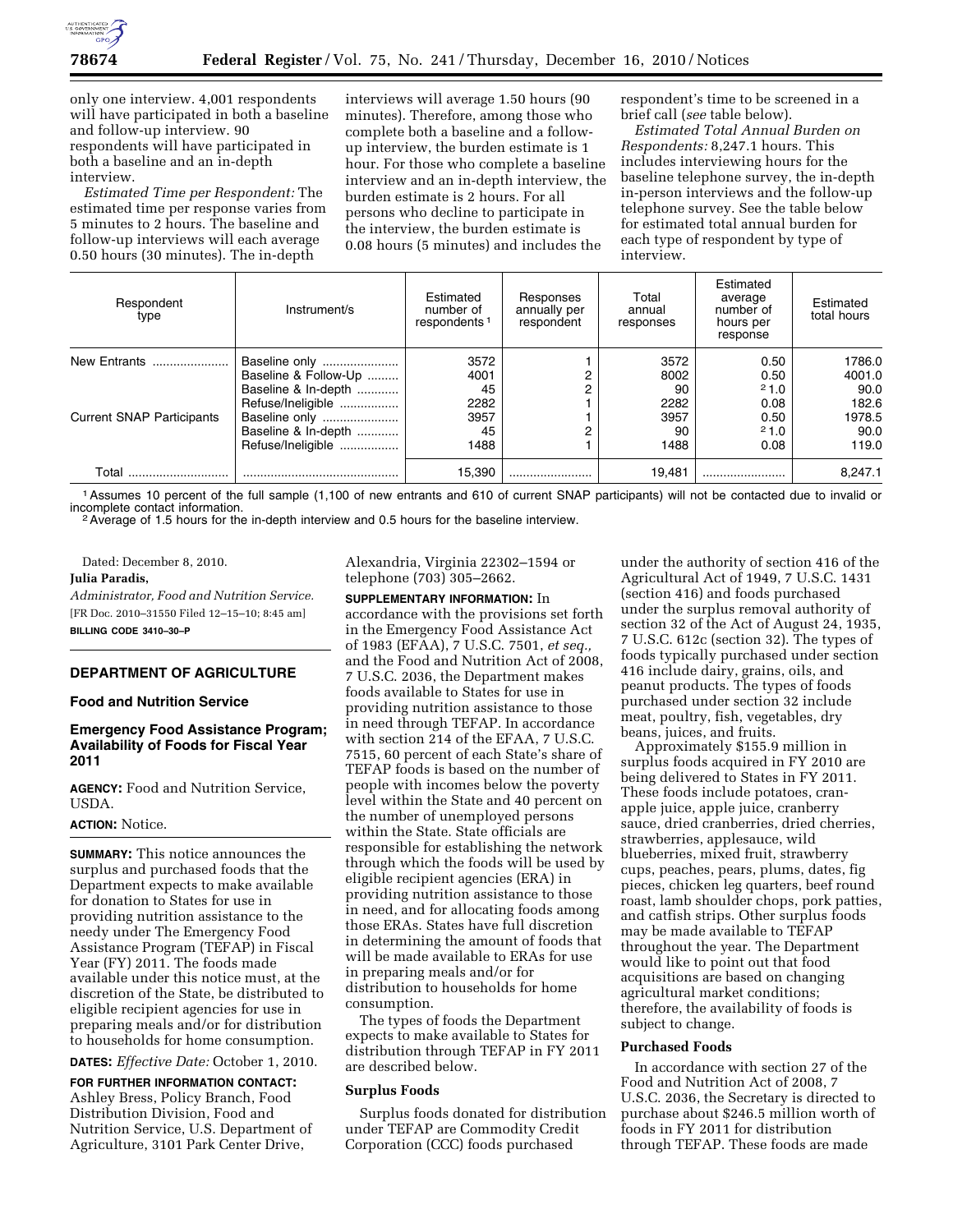only one interview. 4,001 respondents will have participated in both a baseline and follow-up interview. 90 respondents will have participated in both a baseline and an in-depth interview.

*Estimated Time per Respondent:* The estimated time per response varies from 5 minutes to 2 hours. The baseline and follow-up interviews will each average 0.50 hours (30 minutes). The in-depth interviews will average 1.50 hours (90 minutes). Therefore, among those who complete both a baseline and a follow-up interview, the burden estimate is 1 hour. For those who complete a baseline interview and an in-depth interview, the burden estimate is 2 hours. For all persons who decline to participate in the interview, the burden estimate is 0.08 hours (5 minutes) and includes the respondent's time to be screened in a brief call (*see* table below).

*Estimated Total Annual Burden on Respondents:* 8,247.1 hours. This includes interviewing hours for the baseline telephone survey, the in-depth in-person interviews and the follow-up telephone survey. See the table below for estimated total annual burden for each type of respondent by type of interview.

| Respondent type | Instrument/s | Estimated number of respondents [1] | Responses annually per respondent | Total annual responses | Estimated average number of hours per response | Estimated total hours |
|---|---|---|---|---|---|---|
| New Entrants | Baseline only | 3572 | 1 | 3572 | 0.50 | 1786.0 |
| | Baseline & Follow-Up | 4001 | 2 | 8002 | 0.50 | 4001.0 |
| | Baseline & In-depth | 45 | 2 | 90 | [2] 1.0 | 90.0 |
| | Refuse/Ineligible | 2282 | 1 | 2282 | 0.08 | 182.6 |
| Current SNAP Participants | Baseline only | 3957 | 1 | 3957 | 0.50 | 1978.5 |
| | Baseline & In-depth | 45 | 2 | 90 | [2] 1.0 | 90.0 |
| | Refuse/Ineligible | 1488 | 1 | 1488 | 0.08 | 119.0 |
| Total | | 15,390 | | 19,481 | | 8,247.1 |

[1] Assumes 10 percent of the full sample (1,100 of new entrants and 610 of current SNAP participants) will not be contacted due to invalid or incomplete contact information.

[2] Average of 1.5 hours for the in-depth interview and 0.5 hours for the baseline interview.

Dated: December 8, 2010.

**Julia Paradis,**

*Administrator, Food and Nutrition Service.*

[FR Doc. 2010–31550 Filed 12–15–10; 8:45 am]

**BILLING CODE 3410–30–P**

## DEPARTMENT OF AGRICULTURE

### Food and Nutrition Service

### Emergency Food Assistance Program; Availability of Foods for Fiscal Year 2011

**AGENCY:** Food and Nutrition Service, USDA.

**ACTION:** Notice.

**SUMMARY:** This notice announces the surplus and purchased foods that the Department expects to make available for donation to States for use in providing nutrition assistance to the needy under The Emergency Food Assistance Program (TEFAP) in Fiscal Year (FY) 2011. The foods made available under this notice must, at the discretion of the State, be distributed to eligible recipient agencies for use in preparing meals and/or for distribution to households for home consumption.

**DATES:** *Effective Date:* October 1, 2010.

**FOR FURTHER INFORMATION CONTACT:** Ashley Bress, Policy Branch, Food Distribution Division, Food and Nutrition Service, U.S. Department of Agriculture, 3101 Park Center Drive, Alexandria, Virginia 22302–1594 or telephone (703) 305–2662.

**SUPPLEMENTARY INFORMATION:** In accordance with the provisions set forth in the Emergency Food Assistance Act of 1983 (EFAA), 7 U.S.C. 7501, *et seq.,* and the Food and Nutrition Act of 2008, 7 U.S.C. 2036, the Department makes foods available to States for use in providing nutrition assistance to those in need through TEFAP. In accordance with section 214 of the EFAA, 7 U.S.C. 7515, 60 percent of each State's share of TEFAP foods is based on the number of people with incomes below the poverty level within the State and 40 percent on the number of unemployed persons within the State. State officials are responsible for establishing the network through which the foods will be used by eligible recipient agencies (ERA) in providing nutrition assistance to those in need, and for allocating foods among those ERAs. States have full discretion in determining the amount of foods that will be made available to ERAs for use in preparing meals and/or for distribution to households for home consumption.

The types of foods the Department expects to make available to States for distribution through TEFAP in FY 2011 are described below.

#### Surplus Foods

Surplus foods donated for distribution under TEFAP are Commodity Credit Corporation (CCC) foods purchased under the authority of section 416 of the Agricultural Act of 1949, 7 U.S.C. 1431 (section 416) and foods purchased under the surplus removal authority of section 32 of the Act of August 24, 1935, 7 U.S.C. 612c (section 32). The types of foods typically purchased under section 416 include dairy, grains, oils, and peanut products. The types of foods purchased under section 32 include meat, poultry, fish, vegetables, dry beans, juices, and fruits.

Approximately $155.9 million in surplus foods acquired in FY 2010 are being delivered to States in FY 2011. These foods include potatoes, cran-apple juice, apple juice, cranberry sauce, dried cranberries, dried cherries, strawberries, applesauce, wild blueberries, mixed fruit, strawberry cups, peaches, pears, plums, dates, fig pieces, chicken leg quarters, beef round roast, lamb shoulder chops, pork patties, and catfish strips. Other surplus foods may be made available to TEFAP throughout the year. The Department would like to point out that food acquisitions are based on changing agricultural market conditions; therefore, the availability of foods is subject to change.

#### Purchased Foods

In accordance with section 27 of the Food and Nutrition Act of 2008, 7 U.S.C. 2036, the Secretary is directed to purchase about $246.5 million worth of foods in FY 2011 for distribution through TEFAP. These foods are made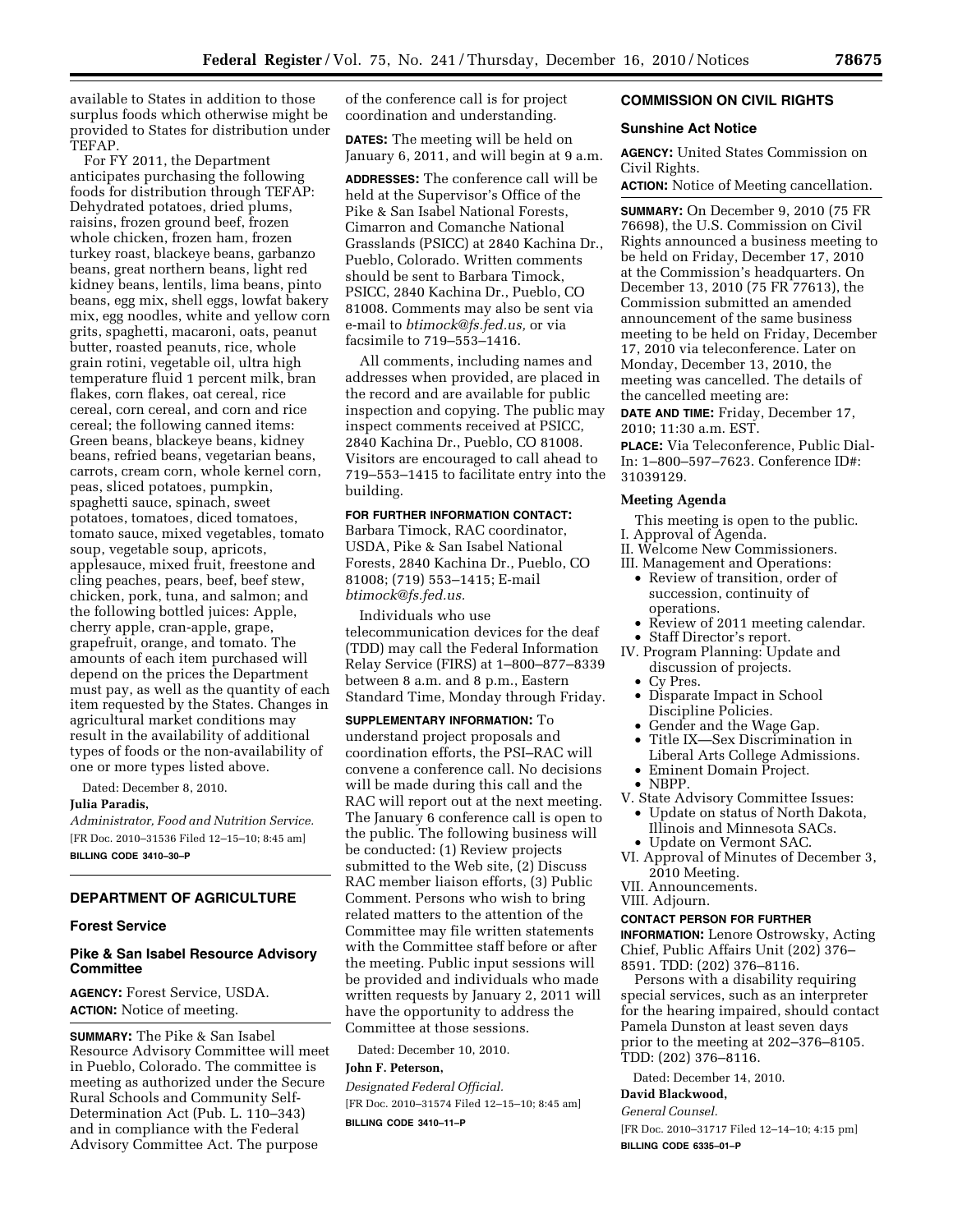available to States in addition to those surplus foods which otherwise might be provided to States for distribution under TEFAP.

For FY 2011, the Department anticipates purchasing the following foods for distribution through TEFAP: Dehydrated potatoes, dried plums, raisins, frozen ground beef, frozen whole chicken, frozen ham, frozen turkey roast, blackeye beans, garbanzo beans, great northern beans, light red kidney beans, lentils, lima beans, pinto beans, egg mix, shell eggs, lowfat bakery mix, egg noodles, white and yellow corn grits, spaghetti, macaroni, oats, peanut butter, roasted peanuts, rice, whole grain rotini, vegetable oil, ultra high temperature fluid 1 percent milk, bran flakes, corn flakes, oat cereal, rice cereal, corn cereal, and corn and rice cereal; the following canned items: Green beans, blackeye beans, kidney beans, refried beans, vegetarian beans, carrots, cream corn, whole kernel corn, peas, sliced potatoes, pumpkin, spaghetti sauce, spinach, sweet potatoes, tomatoes, diced tomatoes, tomato sauce, mixed vegetables, tomato soup, vegetable soup, apricots, applesauce, mixed fruit, freestone and cling peaches, pears, beef, beef stew, chicken, pork, tuna, and salmon; and the following bottled juices: Apple, cherry apple, cran-apple, grape, grapefruit, orange, and tomato. The amounts of each item purchased will depend on the prices the Department must pay, as well as the quantity of each item requested by the States. Changes in agricultural market conditions may result in the availability of additional types of foods or the non-availability of one or more types listed above.

Dated: December 8, 2010.

**Julia Paradis,**

*Administrator, Food and Nutrition Service.*

[FR Doc. 2010–31536 Filed 12–15–10; 8:45 am]

**BILLING CODE 3410–30–P**

## DEPARTMENT OF AGRICULTURE

### Forest Service

### Pike & San Isabel Resource Advisory Committee

**AGENCY:** Forest Service, USDA.

**ACTION:** Notice of meeting.

**SUMMARY:** The Pike & San Isabel Resource Advisory Committee will meet in Pueblo, Colorado. The committee is meeting as authorized under the Secure Rural Schools and Community Self-Determination Act (Pub. L. 110–343) and in compliance with the Federal Advisory Committee Act. The purpose of the conference call is for project coordination and understanding.

**DATES:** The meeting will be held on January 6, 2011, and will begin at 9 a.m.

**ADDRESSES:** The conference call will be held at the Supervisor's Office of the Pike & San Isabel National Forests, Cimarron and Comanche National Grasslands (PSICC) at 2840 Kachina Dr., Pueblo, CO. Written comments should be sent to Barbara Timock, PSICC, 2840 Kachina Dr., Pueblo, CO 81008. Comments may also be sent via e-mail to *btimock@fs.fed.us,* or via facsimile to 719–553–1416.

All comments, including names and addresses when provided, are placed in the record and are available for public inspection and copying. The public may inspect comments received at PSICC, 2840 Kachina Dr., Pueblo, CO 81008. Visitors are encouraged to call ahead to 719–553–1415 to facilitate entry into the building.

**FOR FURTHER INFORMATION CONTACT:** Barbara Timock, RAC coordinator, USDA, Pike & San Isabel National Forests, 2840 Kachina Dr., Pueblo, CO 81008; (719) 553–1415; E-mail *btimock@fs.fed.us.*

Individuals who use telecommunication devices for the deaf (TDD) may call the Federal Information Relay Service (FIRS) at 1–800–877–8339 between 8 a.m. and 8 p.m., Eastern Standard Time, Monday through Friday.

**SUPPLEMENTARY INFORMATION:** To understand project proposals and coordination efforts, the PSI–RAC will convene a conference call. No decisions will be made during this call and the RAC will report out at the next meeting. The January 6 conference call is open to the public. The following business will be conducted: (1) Review projects submitted to the Web site, (2) Discuss RAC member liaison efforts, (3) Public Comment. Persons who wish to bring related matters to the attention of the Committee may file written statements with the Committee staff before or after the meeting. Public input sessions will be provided and individuals who made written requests by January 2, 2011 will have the opportunity to address the Committee at those sessions.

Dated: December 10, 2010.

**John F. Peterson,**

*Designated Federal Official.*

[FR Doc. 2010–31574 Filed 12–15–10; 8:45 am]

**BILLING CODE 3410–11–P**

## COMMISSION ON CIVIL RIGHTS

### Sunshine Act Notice

**AGENCY:** United States Commission on Civil Rights.

**ACTION:** Notice of Meeting cancellation.

**SUMMARY:** On December 9, 2010 (75 FR 76698), the U.S. Commission on Civil Rights announced a business meeting to be held on Friday, December 17, 2010 at the Commission's headquarters. On December 13, 2010 (75 FR 77613), the Commission submitted an amended announcement of the same business meeting to be held on Friday, December 17, 2010 via teleconference. Later on Monday, December 13, 2010, the meeting was cancelled. The details of the cancelled meeting are:

**DATE AND TIME:** Friday, December 17, 2010; 11:30 a.m. EST.

**PLACE:** Via Teleconference, Public Dial-In: 1–800–597–7623. Conference ID#: 31039129.

### Meeting Agenda

This meeting is open to the public.

I. Approval of Agenda.

II. Welcome New Commissioners.

III. Management and Operations:
- Review of transition, order of succession, continuity of operations.
- Review of 2011 meeting calendar.
- Staff Director's report.

IV. Program Planning: Update and discussion of projects.
- Cy Pres.
- Disparate Impact in School Discipline Policies.
- Gender and the Wage Gap.
- Title IX—Sex Discrimination in Liberal Arts College Admissions.
- Eminent Domain Project.
- NBPP.

V. State Advisory Committee Issues:
- Update on status of North Dakota, Illinois and Minnesota SACs.
- Update on Vermont SAC.

VI. Approval of Minutes of December 3, 2010 Meeting.

VII. Announcements.

VIII. Adjourn.

**CONTACT PERSON FOR FURTHER INFORMATION:** Lenore Ostrowsky, Acting Chief, Public Affairs Unit (202) 376–8591. TDD: (202) 376–8116.

Persons with a disability requiring special services, such as an interpreter for the hearing impaired, should contact Pamela Dunston at least seven days prior to the meeting at 202–376–8105. TDD: (202) 376–8116.

Dated: December 14, 2010.

**David Blackwood,**

*General Counsel.*

[FR Doc. 2010–31717 Filed 12–14–10; 4:15 pm]

**BILLING CODE 6335–01–P**